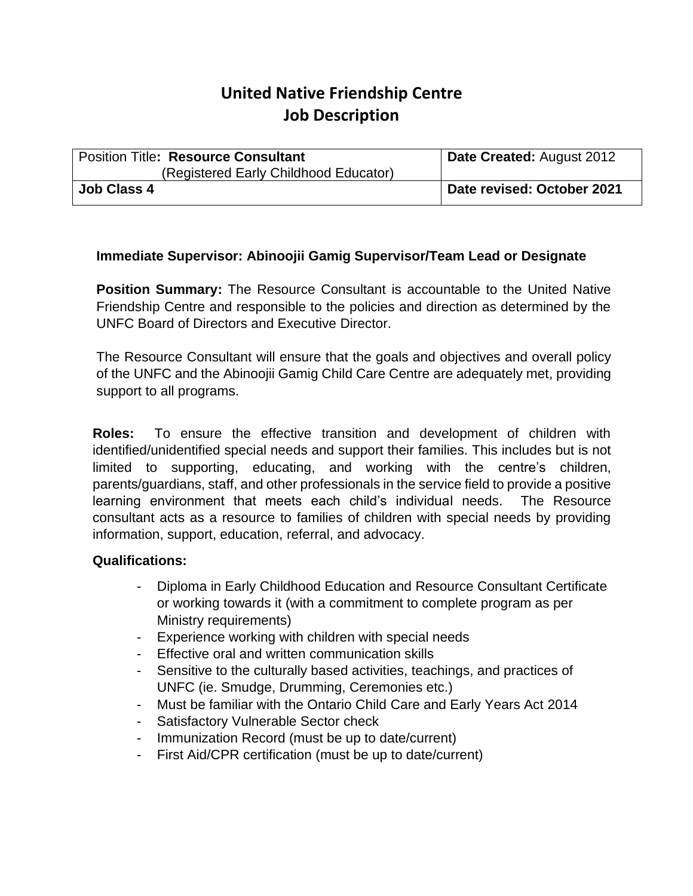# United Native Friendship Centre
## Job Description

| Position Title: **Resource Consultant** (Registered Early Childhood Educator) | **Date Created:** August 2012 |
|---|---|
| **Job Class 4** | **Date revised: October 2021** |

**Immediate Supervisor: Abinoojii Gamig Supervisor/Team Lead or Designate**

**Position Summary:** The Resource Consultant is accountable to the United Native Friendship Centre and responsible to the policies and direction as determined by the UNFC Board of Directors and Executive Director.

The Resource Consultant will ensure that the goals and objectives and overall policy of the UNFC and the Abinoojii Gamig Child Care Centre are adequately met, providing support to all programs.

**Roles:** To ensure the effective transition and development of children with identified/unidentified special needs and support their families. This includes but is not limited to supporting, educating, and working with the centre's children, parents/guardians, staff, and other professionals in the service field to provide a positive learning environment that meets each child's individual needs. The Resource consultant acts as a resource to families of children with special needs by providing information, support, education, referral, and advocacy.

**Qualifications:**

- Diploma in Early Childhood Education and Resource Consultant Certificate or working towards it (with a commitment to complete program as per Ministry requirements)
- Experience working with children with special needs
- Effective oral and written communication skills
- Sensitive to the culturally based activities, teachings, and practices of UNFC (ie. Smudge, Drumming, Ceremonies etc.)
- Must be familiar with the Ontario Child Care and Early Years Act 2014
- Satisfactory Vulnerable Sector check
- Immunization Record (must be up to date/current)
- First Aid/CPR certification (must be up to date/current)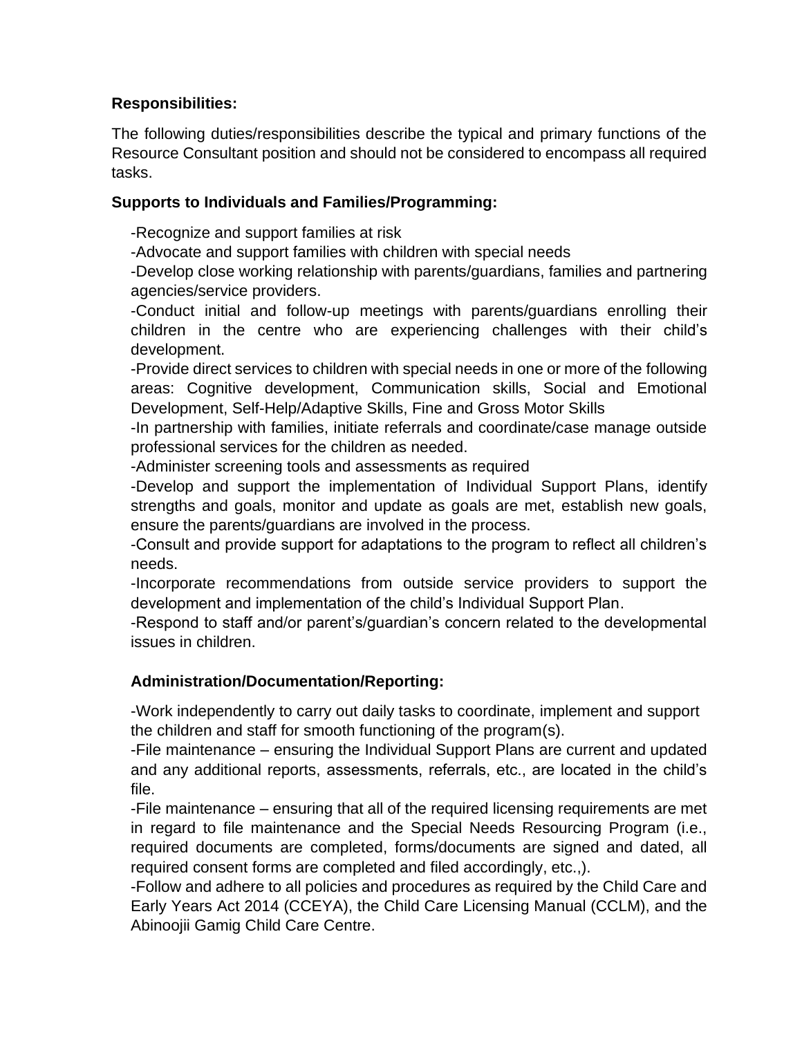**Responsibilities:**

The following duties/responsibilities describe the typical and primary functions of the Resource Consultant position and should not be considered to encompass all required tasks.

**Supports to Individuals and Families/Programming:**

-Recognize and support families at risk

-Advocate and support families with children with special needs

-Develop close working relationship with parents/guardians, families and partnering agencies/service providers.

-Conduct initial and follow-up meetings with parents/guardians enrolling their children in the centre who are experiencing challenges with their child's development.

-Provide direct services to children with special needs in one or more of the following areas: Cognitive development, Communication skills, Social and Emotional Development, Self-Help/Adaptive Skills, Fine and Gross Motor Skills

-In partnership with families, initiate referrals and coordinate/case manage outside professional services for the children as needed.

-Administer screening tools and assessments as required

-Develop and support the implementation of Individual Support Plans, identify strengths and goals, monitor and update as goals are met, establish new goals, ensure the parents/guardians are involved in the process.

-Consult and provide support for adaptations to the program to reflect all children's needs.

-Incorporate recommendations from outside service providers to support the development and implementation of the child's Individual Support Plan.

-Respond to staff and/or parent's/guardian's concern related to the developmental issues in children.

**Administration/Documentation/Reporting:**

-Work independently to carry out daily tasks to coordinate, implement and support the children and staff for smooth functioning of the program(s).

-File maintenance – ensuring the Individual Support Plans are current and updated and any additional reports, assessments, referrals, etc., are located in the child's file.

-File maintenance – ensuring that all of the required licensing requirements are met in regard to file maintenance and the Special Needs Resourcing Program (i.e., required documents are completed, forms/documents are signed and dated, all required consent forms are completed and filed accordingly, etc.,).

-Follow and adhere to all policies and procedures as required by the Child Care and Early Years Act 2014 (CCEYA), the Child Care Licensing Manual (CCLM), and the Abinoojii Gamig Child Care Centre.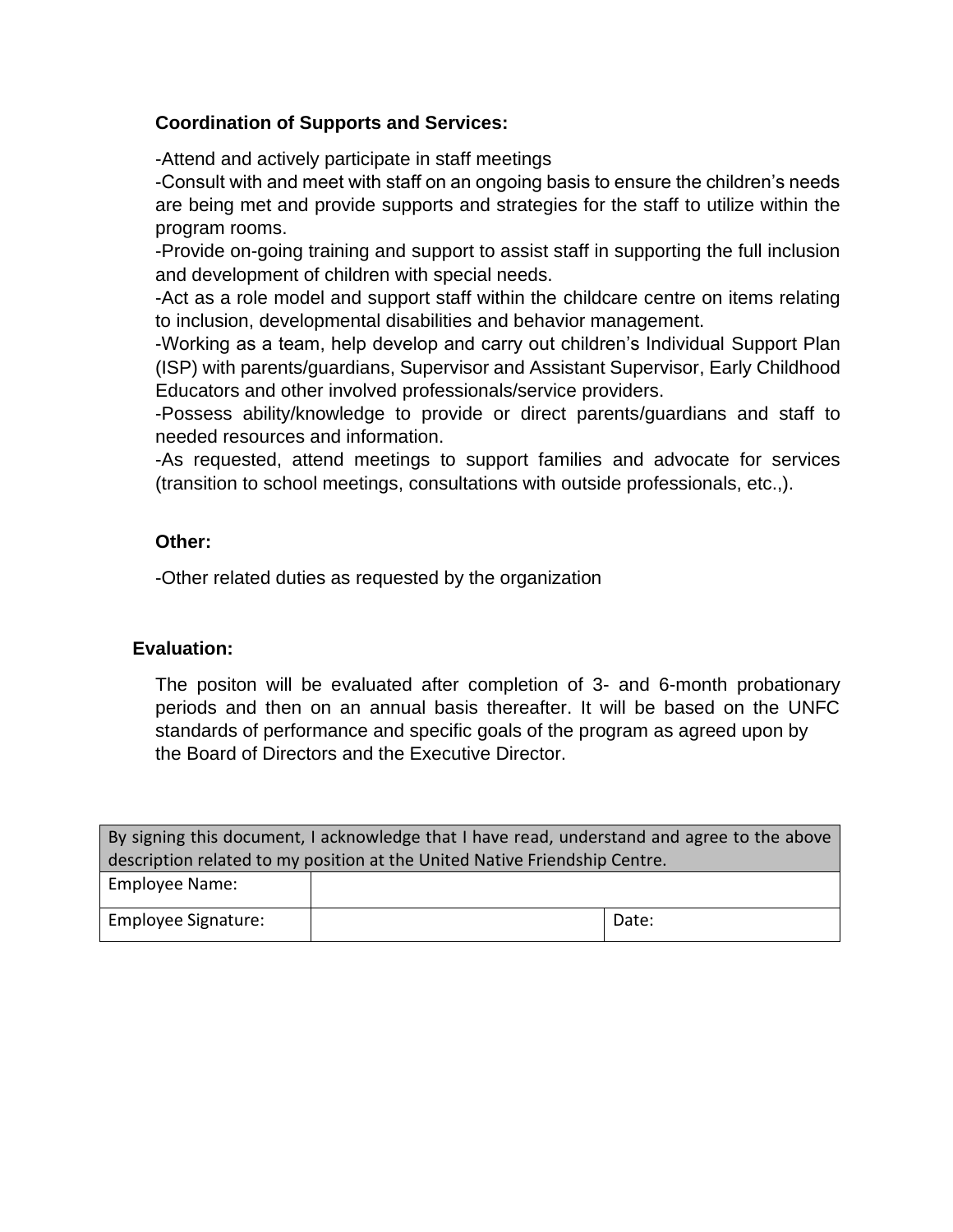**Coordination of Supports and Services:**

-Attend and actively participate in staff meetings
-Consult with and meet with staff on an ongoing basis to ensure the children's needs are being met and provide supports and strategies for the staff to utilize within the program rooms.
-Provide on-going training and support to assist staff in supporting the full inclusion and development of children with special needs.
-Act as a role model and support staff within the childcare centre on items relating to inclusion, developmental disabilities and behavior management.
-Working as a team, help develop and carry out children's Individual Support Plan (ISP) with parents/guardians, Supervisor and Assistant Supervisor, Early Childhood Educators and other involved professionals/service providers.
-Possess ability/knowledge to provide or direct parents/guardians and staff to needed resources and information.
-As requested, attend meetings to support families and advocate for services (transition to school meetings, consultations with outside professionals, etc.,).

**Other:**

-Other related duties as requested by the organization

**Evaluation:**

The positon will be evaluated after completion of 3- and 6-month probationary periods and then on an annual basis thereafter. It will be based on the UNFC standards of performance and specific goals of the program as agreed upon by the Board of Directors and the Executive Director.

| By signing this document, I acknowledge that I have read, understand and agree to the above description related to my position at the United Native Friendship Centre. | | |
|---|---|---|
| Employee Name: | | |
| Employee Signature: | | Date: |